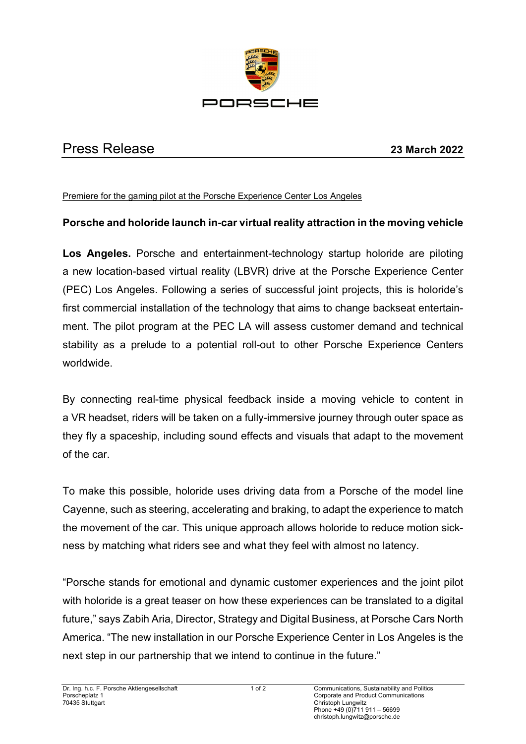PORSCHE

# Press Release

**23 March 2022**

Premiere for the gaming pilot at the Porsche Experience Center Los Angeles

## Porsche and holoride launch in-car virtual reality attraction in the moving vehicle

**Los Angeles.** Porsche and entertainment-technology startup holoride are piloting a new location-based virtual reality (LBVR) drive at the Porsche Experience Center (PEC) Los Angeles. Following a series of successful joint projects, this is holoride's first commercial installation of the technology that aims to change backseat entertainment. The pilot program at the PEC LA will assess customer demand and technical stability as a prelude to a potential roll-out to other Porsche Experience Centers worldwide.

By connecting real-time physical feedback inside a moving vehicle to content in a VR headset, riders will be taken on a fully-immersive journey through outer space as they fly a spaceship, including sound effects and visuals that adapt to the movement of the car.

To make this possible, holoride uses driving data from a Porsche of the model line Cayenne, such as steering, accelerating and braking, to adapt the experience to match the movement of the car. This unique approach allows holoride to reduce motion sickness by matching what riders see and what they feel with almost no latency.

"Porsche stands for emotional and dynamic customer experiences and the joint pilot with holoride is a great teaser on how these experiences can be translated to a digital future," says Zabih Aria, Director, Strategy and Digital Business, at Porsche Cars North America. "The new installation in our Porsche Experience Center in Los Angeles is the next step in our partnership that we intend to continue in the future."

Dr. Ing. h.c. F. Porsche Aktiengesellschaft
Porscheplatz 1
70435 Stuttgart

Communications, Sustainability and Politics
Corporate and Product Communications
Christoph Lungwitz
Phone +49 (0)711 911 – 56699
christoph.lungwitz@porsche.de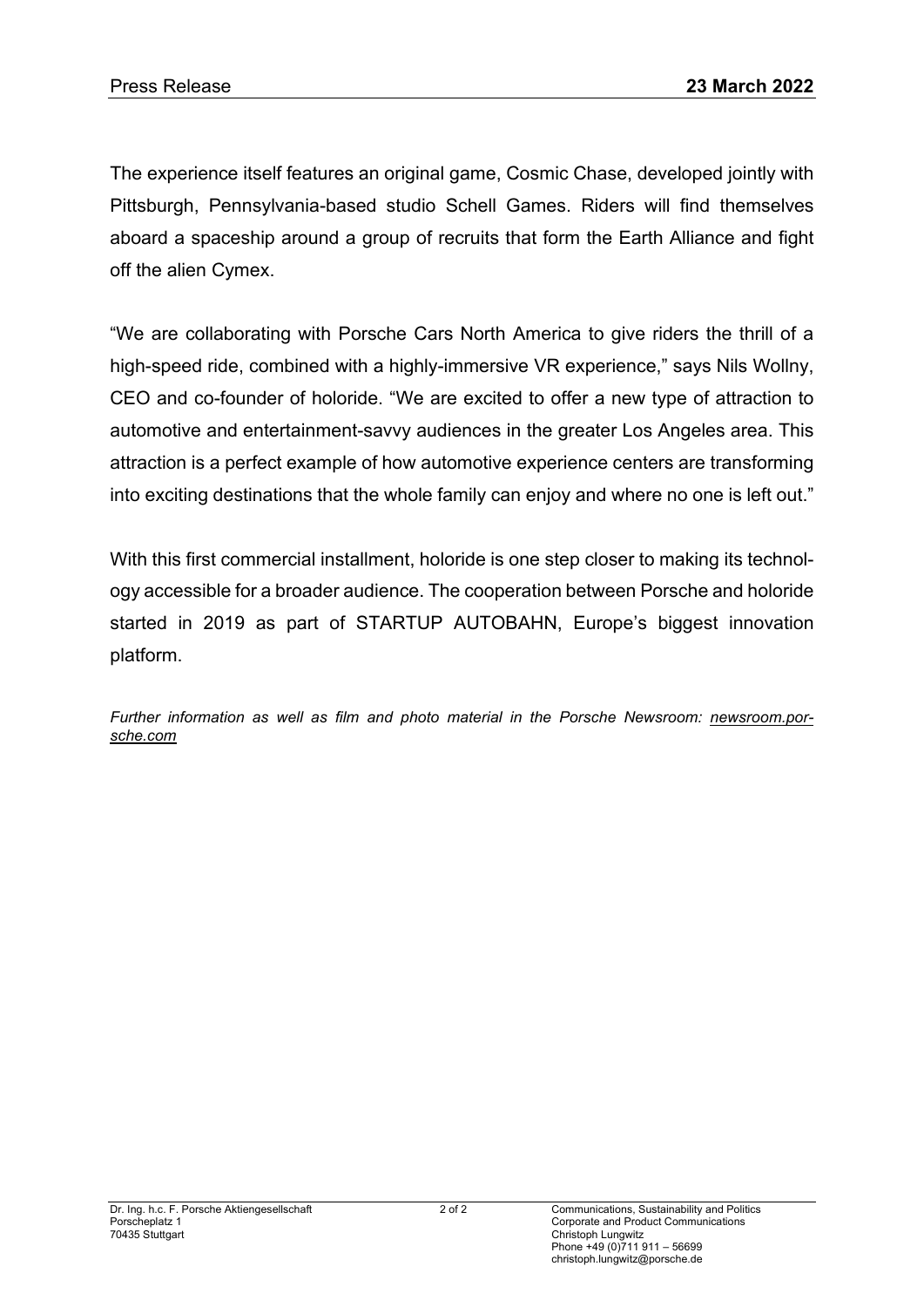The experience itself features an original game, Cosmic Chase, developed jointly with Pittsburgh, Pennsylvania-based studio Schell Games. Riders will find themselves aboard a spaceship around a group of recruits that form the Earth Alliance and fight off the alien Cymex.

“We are collaborating with Porsche Cars North America to give riders the thrill of a high-speed ride, combined with a highly-immersive VR experience,” says Nils Wollny, CEO and co-founder of holoride. “We are excited to offer a new type of attraction to automotive and entertainment-savvy audiences in the greater Los Angeles area. This attraction is a perfect example of how automotive experience centers are transforming into exciting destinations that the whole family can enjoy and where no one is left out.”

With this first commercial installment, holoride is one step closer to making its technology accessible for a broader audience. The cooperation between Porsche and holoride started in 2019 as part of STARTUP AUTOBAHN, Europe’s biggest innovation platform.

*Further information as well as film and photo material in the Porsche Newsroom: newsroom.porsche.com*

Dr. Ing. h.c. F. Porsche Aktiengesellschaft
Porscheplatz 1
70435 Stuttgart

Communications, Sustainability and Politics
Corporate and Product Communications
Christoph Lungwitz
Phone +49 (0)711 911 – 56699
christoph.lungwitz@porsche.de